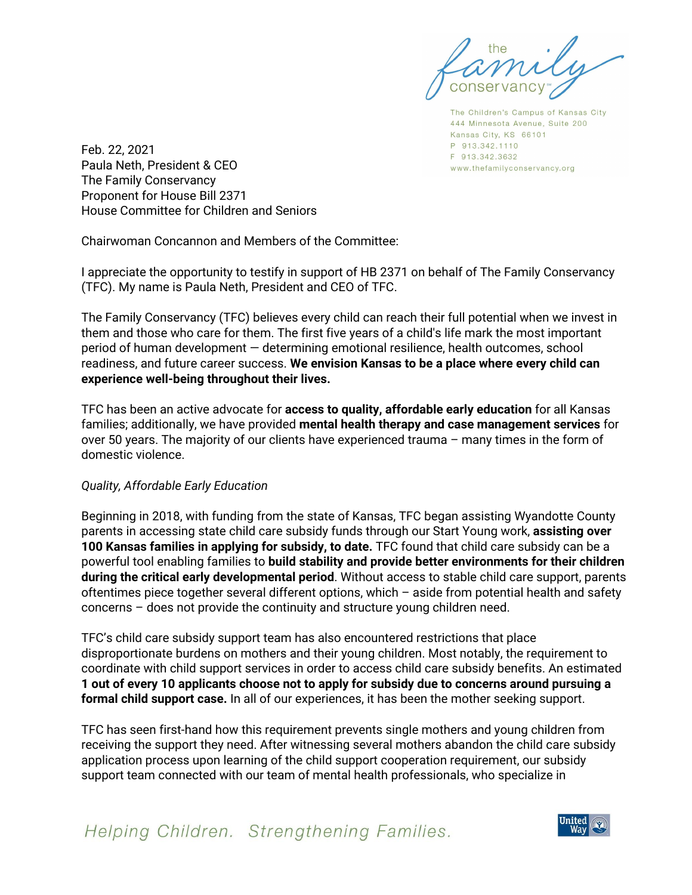the family conservancy

The Children's Campus of Kansas City
444 Minnesota Avenue, Suite 200
Kansas City, KS 66101
P 913.342.1110
F 913.342.3632
www.thefamilyconservancy.org

Feb. 22, 2021
Paula Neth, President & CEO
The Family Conservancy
Proponent for House Bill 2371
House Committee for Children and Seniors

Chairwoman Concannon and Members of the Committee:

I appreciate the opportunity to testify in support of HB 2371 on behalf of The Family Conservancy (TFC). My name is Paula Neth, President and CEO of TFC.

The Family Conservancy (TFC) believes every child can reach their full potential when we invest in them and those who care for them. The first five years of a child's life mark the most important period of human development — determining emotional resilience, health outcomes, school readiness, and future career success. **We envision Kansas to be a place where every child can experience well-being throughout their lives.**

TFC has been an active advocate for **access to quality, affordable early education** for all Kansas families; additionally, we have provided **mental health therapy and case management services** for over 50 years. The majority of our clients have experienced trauma – many times in the form of domestic violence.

*Quality, Affordable Early Education*

Beginning in 2018, with funding from the state of Kansas, TFC began assisting Wyandotte County parents in accessing state child care subsidy funds through our Start Young work, **assisting over 100 Kansas families in applying for subsidy, to date.** TFC found that child care subsidy can be a powerful tool enabling families to **build stability and provide better environments for their children during the critical early developmental period**. Without access to stable child care support, parents oftentimes piece together several different options, which – aside from potential health and safety concerns – does not provide the continuity and structure young children need.

TFC's child care subsidy support team has also encountered restrictions that place disproportionate burdens on mothers and their young children. Most notably, the requirement to coordinate with child support services in order to access child care subsidy benefits. An estimated **1 out of every 10 applicants choose not to apply for subsidy due to concerns around pursuing a formal child support case.** In all of our experiences, it has been the mother seeking support.

TFC has seen first-hand how this requirement prevents single mothers and young children from receiving the support they need. After witnessing several mothers abandon the child care subsidy application process upon learning of the child support cooperation requirement, our subsidy support team connected with our team of mental health professionals, who specialize in

Helping Children. Strengthening Families.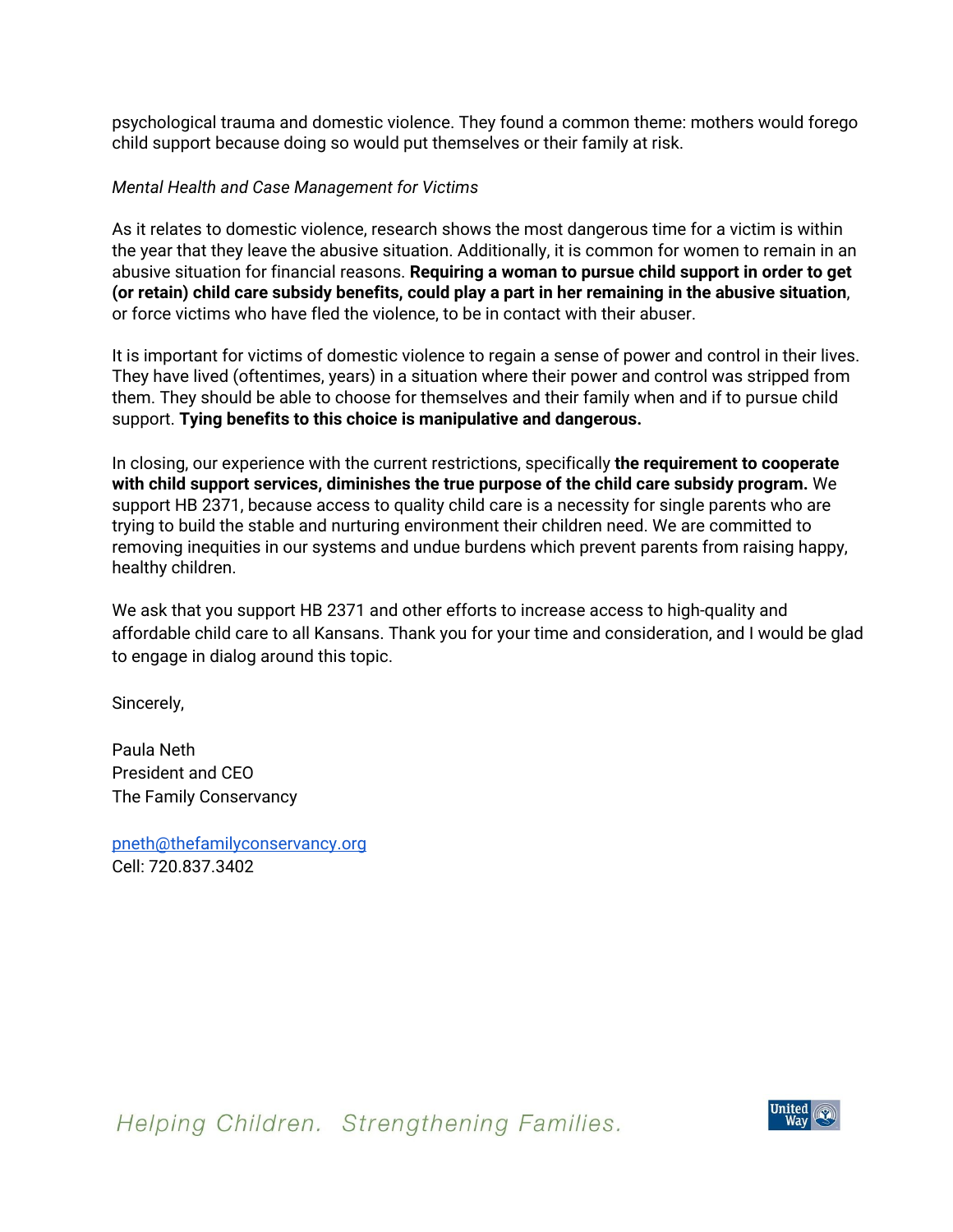psychological trauma and domestic violence. They found a common theme: mothers would forego child support because doing so would put themselves or their family at risk.

*Mental Health and Case Management for Victims*

As it relates to domestic violence, research shows the most dangerous time for a victim is within the year that they leave the abusive situation. Additionally, it is common for women to remain in an abusive situation for financial reasons. **Requiring a woman to pursue child support in order to get (or retain) child care subsidy benefits, could play a part in her remaining in the abusive situation**, or force victims who have fled the violence, to be in contact with their abuser.

It is important for victims of domestic violence to regain a sense of power and control in their lives. They have lived (oftentimes, years) in a situation where their power and control was stripped from them. They should be able to choose for themselves and their family when and if to pursue child support. **Tying benefits to this choice is manipulative and dangerous.**

In closing, our experience with the current restrictions, specifically **the requirement to cooperate with child support services, diminishes the true purpose of the child care subsidy program.** We support HB 2371, because access to quality child care is a necessity for single parents who are trying to build the stable and nurturing environment their children need. We are committed to removing inequities in our systems and undue burdens which prevent parents from raising happy, healthy children.

We ask that you support HB 2371 and other efforts to increase access to high-quality and affordable child care to all Kansans. Thank you for your time and consideration, and I would be glad to engage in dialog around this topic.

Sincerely,

Paula Neth
President and CEO
The Family Conservancy

pneth@thefamilyconservancy.org
Cell: 720.837.3402

*Helping Children. Strengthening Families.*

United Way